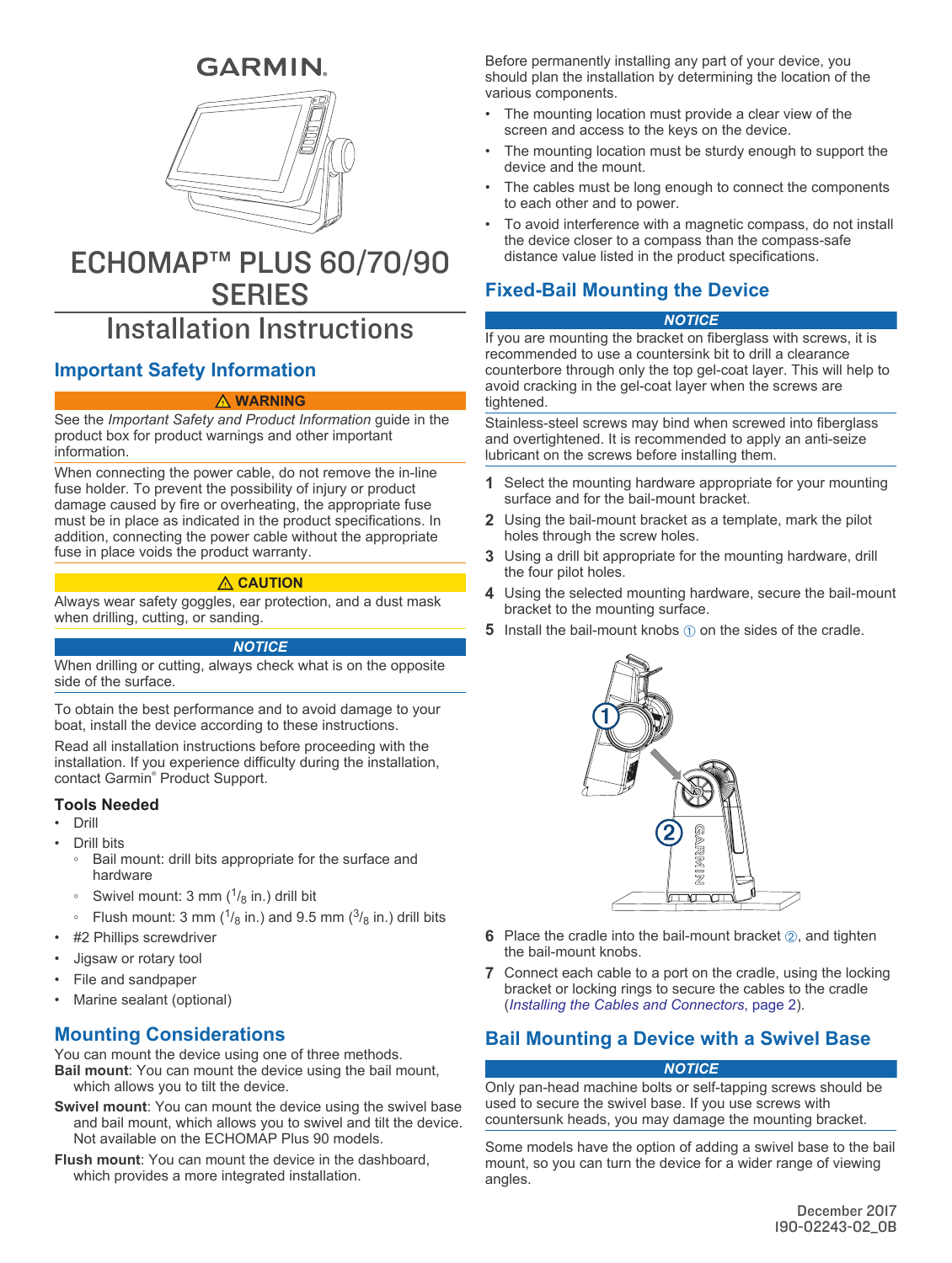GARMIN

# ECHOMAP™ PLUS 60/70/90 SERIES

# Installation Instructions

## Important Safety Information

**⚠ WARNING**

See the *Important Safety and Product Information* guide in the product box for product warnings and other important information.

When connecting the power cable, do not remove the in-line fuse holder. To prevent the possibility of injury or product damage caused by fire or overheating, the appropriate fuse must be in place as indicated in the product specifications. In addition, connecting the power cable without the appropriate fuse in place voids the product warranty.

**⚠ CAUTION**

Always wear safety goggles, ear protection, and a dust mask when drilling, cutting, or sanding.

***NOTICE***

When drilling or cutting, always check what is on the opposite side of the surface.

To obtain the best performance and to avoid damage to your boat, install the device according to these instructions.

Read all installation instructions before proceeding with the installation. If you experience difficulty during the installation, contact Garmin® Product Support.

### Tools Needed

- Drill
- Drill bits
  - Bail mount: drill bits appropriate for the surface and hardware
  - Swivel mount: 3 mm ($^1/_8$ in.) drill bit
  - Flush mount: 3 mm ($^1/_8$ in.) and 9.5 mm ($^3/_8$ in.) drill bits
- #2 Phillips screwdriver
- Jigsaw or rotary tool
- File and sandpaper
- Marine sealant (optional)

## Mounting Considerations

You can mount the device using one of three methods.

**Bail mount**: You can mount the device using the bail mount, which allows you to tilt the device.

**Swivel mount**: You can mount the device using the swivel base and bail mount, which allows you to swivel and tilt the device. Not available on the ECHOMAP Plus 90 models.

**Flush mount**: You can mount the device in the dashboard, which provides a more integrated installation.

Before permanently installing any part of your device, you should plan the installation by determining the location of the various components.

- The mounting location must provide a clear view of the screen and access to the keys on the device.
- The mounting location must be sturdy enough to support the device and the mount.
- The cables must be long enough to connect the components to each other and to power.
- To avoid interference with a magnetic compass, do not install the device closer to a compass than the compass-safe distance value listed in the product specifications.

## Fixed-Bail Mounting the Device

***NOTICE***

If you are mounting the bracket on fiberglass with screws, it is recommended to use a countersink bit to drill a clearance counterbore through only the top gel-coat layer. This will help to avoid cracking in the gel-coat layer when the screws are tightened.

Stainless-steel screws may bind when screwed into fiberglass and overtightened. It is recommended to apply an anti-seize lubricant on the screws before installing them.

1. Select the mounting hardware appropriate for your mounting surface and for the bail-mount bracket.
2. Using the bail-mount bracket as a template, mark the pilot holes through the screw holes.
3. Using a drill bit appropriate for the mounting hardware, drill the four pilot holes.
4. Using the selected mounting hardware, secure the bail-mount bracket to the mounting surface.
5. Install the bail-mount knobs ① on the sides of the cradle.
6. Place the cradle into the bail-mount bracket ②, and tighten the bail-mount knobs.
7. Connect each cable to a port on the cradle, using the locking bracket or locking rings to secure the cables to the cradle (*Installing the Cables and Connectors*, page 2).

## Bail Mounting a Device with a Swivel Base

***NOTICE***

Only pan-head machine bolts or self-tapping screws should be used to secure the swivel base. If you use screws with countersunk heads, you may damage the mounting bracket.

Some models have the option of adding a swivel base to the bail mount, so you can turn the device for a wider range of viewing angles.

December 2017
190-02243-02_0B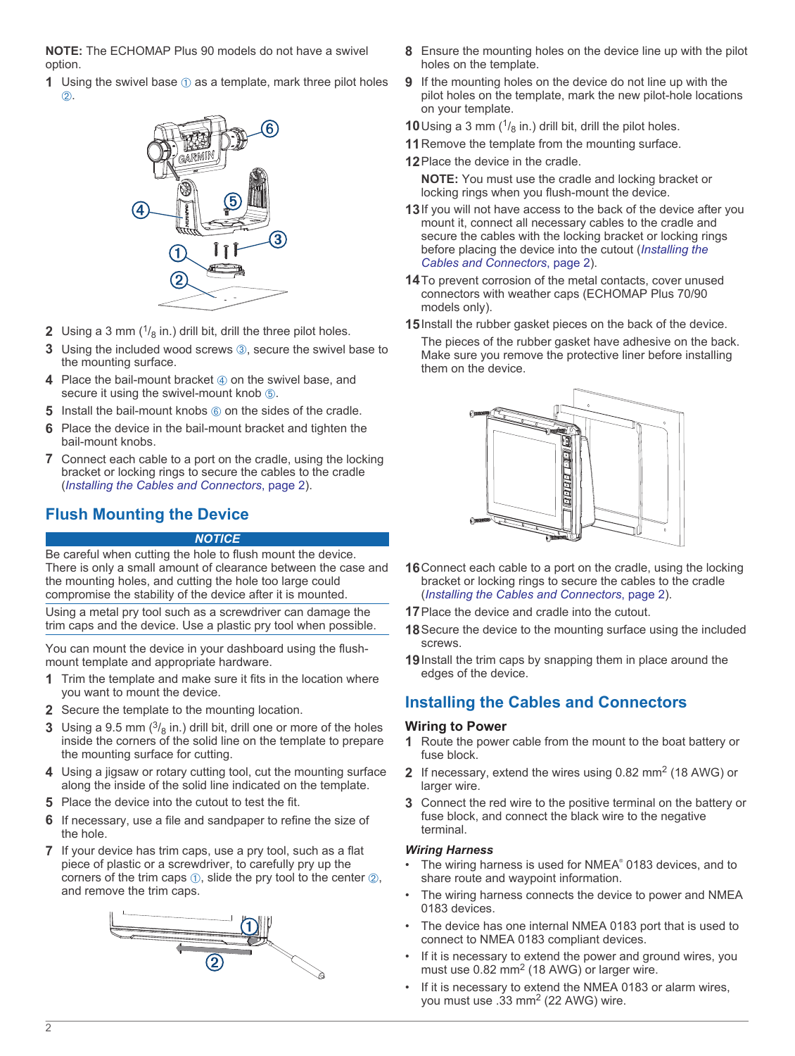**NOTE:** The ECHOMAP Plus 90 models do not have a swivel option.

1. Using the swivel base ① as a template, mark three pilot holes ②.
2. Using a 3 mm ($^1/_8$ in.) drill bit, drill the three pilot holes.
3. Using the included wood screws ③, secure the swivel base to the mounting surface.
4. Place the bail-mount bracket ④ on the swivel base, and secure it using the swivel-mount knob ⑤.
5. Install the bail-mount knobs ⑥ on the sides of the cradle.
6. Place the device in the bail-mount bracket and tighten the bail-mount knobs.
7. Connect each cable to a port on the cradle, using the locking bracket or locking rings to secure the cables to the cradle (*Installing the Cables and Connectors*, page 2).

## Flush Mounting the Device

***NOTICE***

Be careful when cutting the hole to flush mount the device. There is only a small amount of clearance between the case and the mounting holes, and cutting the hole too large could compromise the stability of the device after it is mounted.

Using a metal pry tool such as a screwdriver can damage the trim caps and the device. Use a plastic pry tool when possible.

You can mount the device in your dashboard using the flush-mount template and appropriate hardware.

1. Trim the template and make sure it fits in the location where you want to mount the device.
2. Secure the template to the mounting location.
3. Using a 9.5 mm ($^3/_8$ in.) drill bit, drill one or more of the holes inside the corners of the solid line on the template to prepare the mounting surface for cutting.
4. Using a jigsaw or rotary cutting tool, cut the mounting surface along the inside of the solid line indicated on the template.
5. Place the device into the cutout to test the fit.
6. If necessary, use a file and sandpaper to refine the size of the hole.
7. If your device has trim caps, use a pry tool, such as a flat piece of plastic or a screwdriver, to carefully pry up the corners of the trim caps ①, slide the pry tool to the center ②, and remove the trim caps.
8. Ensure the mounting holes on the device line up with the pilot holes on the template.
9. If the mounting holes on the device do not line up with the pilot holes on the template, mark the new pilot-hole locations on your template.
10. Using a 3 mm ($^1/_8$ in.) drill bit, drill the pilot holes.
11. Remove the template from the mounting surface.
12. Place the device in the cradle.

    **NOTE:** You must use the cradle and locking bracket or locking rings when you flush-mount the device.
13. If you will not have access to the back of the device after you mount it, connect all necessary cables to the cradle and secure the cables with the locking bracket or locking rings before placing the device into the cutout (*Installing the Cables and Connectors*, page 2).
14. To prevent corrosion of the metal contacts, cover unused connectors with weather caps (ECHOMAP Plus 70/90 models only).
15. Install the rubber gasket pieces on the back of the device.

    The pieces of the rubber gasket have adhesive on the back. Make sure you remove the protective liner before installing them on the device.
16. Connect each cable to a port on the cradle, using the locking bracket or locking rings to secure the cables to the cradle (*Installing the Cables and Connectors*, page 2).
17. Place the device and cradle into the cutout.
18. Secure the device to the mounting surface using the included screws.
19. Install the trim caps by snapping them in place around the edges of the device.

## Installing the Cables and Connectors

### Wiring to Power

1. Route the power cable from the mount to the boat battery or fuse block.
2. If necessary, extend the wires using 0.82 mm$^2$ (18 AWG) or larger wire.
3. Connect the red wire to the positive terminal on the battery or fuse block, and connect the black wire to the negative terminal.

#### *Wiring Harness*

- The wiring harness is used for NMEA® 0183 devices, and to share route and waypoint information.
- The wiring harness connects the device to power and NMEA 0183 devices.
- The device has one internal NMEA 0183 port that is used to connect to NMEA 0183 compliant devices.
- If it is necessary to extend the power and ground wires, you must use 0.82 mm$^2$ (18 AWG) or larger wire.
- If it is necessary to extend the NMEA 0183 or alarm wires, you must use .33 mm$^2$ (22 AWG) wire.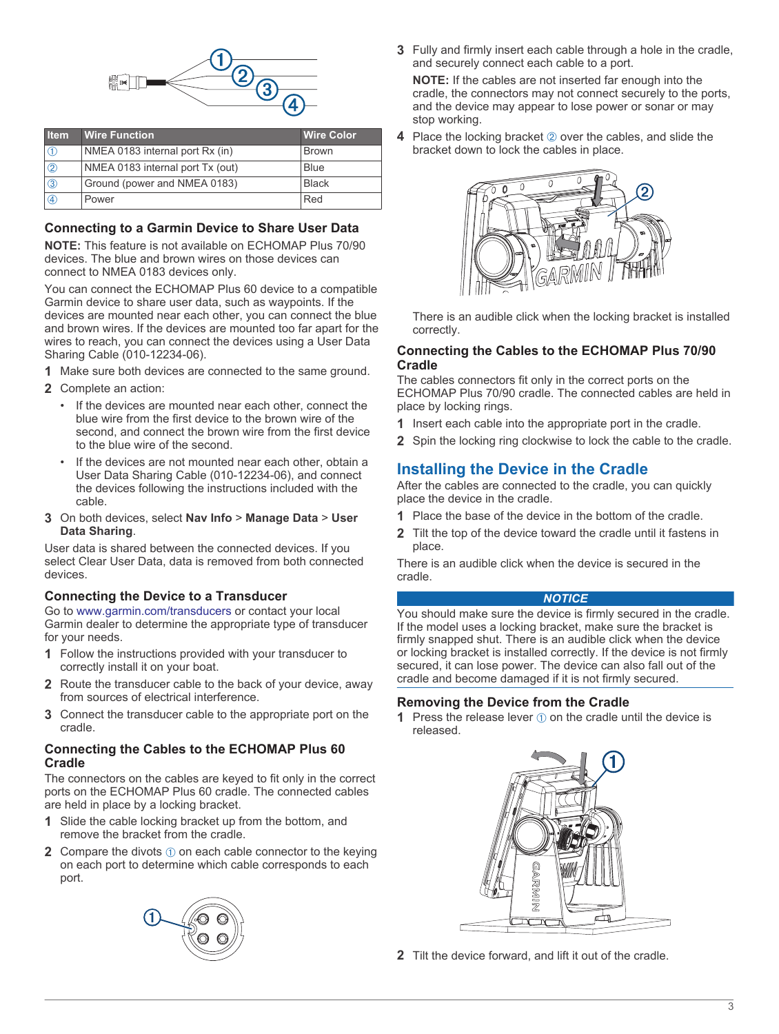| Item | Wire Function | Wire Color |
| --- | --- | --- |
| ① | NMEA 0183 internal port Rx (in) | Brown |
| ② | NMEA 0183 internal port Tx (out) | Blue |
| ③ | Ground (power and NMEA 0183) | Black |
| ④ | Power | Red |

### Connecting to a Garmin Device to Share User Data

**NOTE:** This feature is not available on ECHOMAP Plus 70/90 devices. The blue and brown wires on those devices can connect to NMEA 0183 devices only.

You can connect the ECHOMAP Plus 60 device to a compatible Garmin device to share user data, such as waypoints. If the devices are mounted near each other, you can connect the blue and brown wires. If the devices are mounted too far apart for the wires to reach, you can connect the devices using a User Data Sharing Cable (010-12234-06).

1. Make sure both devices are connected to the same ground.
2. Complete an action:
   - If the devices are mounted near each other, connect the blue wire from the first device to the brown wire of the second, and connect the brown wire from the first device to the blue wire of the second.
   - If the devices are not mounted near each other, obtain a User Data Sharing Cable (010-12234-06), and connect the devices following the instructions included with the cable.
3. On both devices, select **Nav Info** > **Manage Data** > **User Data Sharing**.

User data is shared between the connected devices. If you select Clear User Data, data is removed from both connected devices.

### Connecting the Device to a Transducer

Go to www.garmin.com/transducers or contact your local Garmin dealer to determine the appropriate type of transducer for your needs.

1. Follow the instructions provided with your transducer to correctly install it on your boat.
2. Route the transducer cable to the back of your device, away from sources of electrical interference.
3. Connect the transducer cable to the appropriate port on the cradle.

### Connecting the Cables to the ECHOMAP Plus 60 Cradle

The connectors on the cables are keyed to fit only in the correct ports on the ECHOMAP Plus 60 cradle. The connected cables are held in place by a locking bracket.

1. Slide the cable locking bracket up from the bottom, and remove the bracket from the cradle.
2. Compare the divots ① on each cable connector to the keying on each port to determine which cable corresponds to each port.
3. Fully and firmly insert each cable through a hole in the cradle, and securely connect each cable to a port.

   **NOTE:** If the cables are not inserted far enough into the cradle, the connectors may not connect securely to the ports, and the device may appear to lose power or sonar or may stop working.
4. Place the locking bracket ② over the cables, and slide the bracket down to lock the cables in place.

   There is an audible click when the locking bracket is installed correctly.

### Connecting the Cables to the ECHOMAP Plus 70/90 Cradle

The cables connectors fit only in the correct ports on the ECHOMAP Plus 70/90 cradle. The connected cables are held in place by locking rings.

1. Insert each cable into the appropriate port in the cradle.
2. Spin the locking ring clockwise to lock the cable to the cradle.

## Installing the Device in the Cradle

After the cables are connected to the cradle, you can quickly place the device in the cradle.

1. Place the base of the device in the bottom of the cradle.
2. Tilt the top of the device toward the cradle until it fastens in place.

There is an audible click when the device is secured in the cradle.

**NOTICE**

You should make sure the device is firmly secured in the cradle. If the model uses a locking bracket, make sure the bracket is firmly snapped shut. There is an audible click when the device or locking bracket is installed correctly. If the device is not firmly secured, it can lose power. The device can also fall out of the cradle and become damaged if it is not firmly secured.

### Removing the Device from the Cradle

1. Press the release lever ① on the cradle until the device is released.
2. Tilt the device forward, and lift it out of the cradle.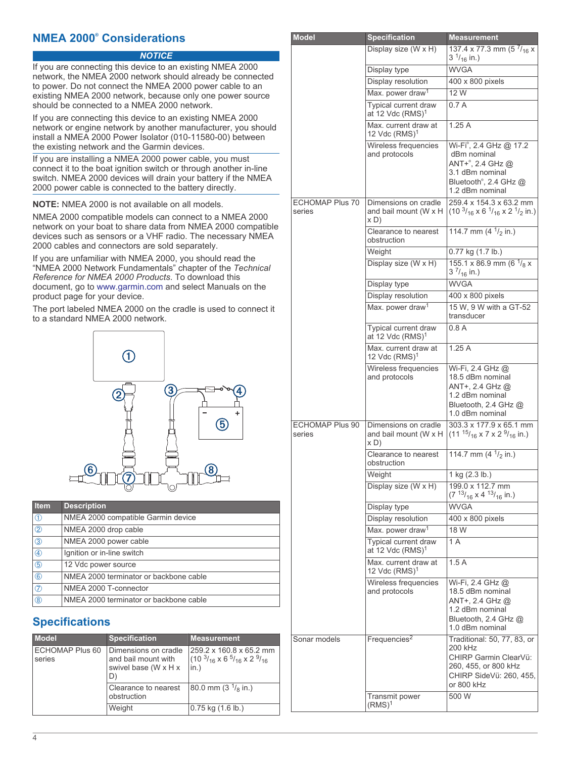## NMEA 2000® Considerations

**NOTICE**

If you are connecting this device to an existing NMEA 2000 network, the NMEA 2000 network should already be connected to power. Do not connect the NMEA 2000 power cable to an existing NMEA 2000 network, because only one power source should be connected to a NMEA 2000 network.

If you are connecting this device to an existing NMEA 2000 network or engine network by another manufacturer, you should install a NMEA 2000 Power Isolator (010-11580-00) between the existing network and the Garmin devices.

If you are installing a NMEA 2000 power cable, you must connect it to the boat ignition switch or through another in-line switch. NMEA 2000 devices will drain your battery if the NMEA 2000 power cable is connected to the battery directly.

**NOTE:** NMEA 2000 is not available on all models.

NMEA 2000 compatible models can connect to a NMEA 2000 network on your boat to share data from NMEA 2000 compatible devices such as sensors or a VHF radio. The necessary NMEA 2000 cables and connectors are sold separately.

If you are unfamiliar with NMEA 2000, you should read the "NMEA 2000 Network Fundamentals" chapter of the *Technical Reference for NMEA 2000 Products*. To download this document, go to www.garmin.com and select Manuals on the product page for your device.

The port labeled NMEA 2000 on the cradle is used to connect it to a standard NMEA 2000 network.

| Item | Description |
| --- | --- |
| ① | NMEA 2000 compatible Garmin device |
| ② | NMEA 2000 drop cable |
| ③ | NMEA 2000 power cable |
| ④ | Ignition or in-line switch |
| ⑤ | 12 Vdc power source |
| ⑥ | NMEA 2000 terminator or backbone cable |
| ⑦ | NMEA 2000 T-connector |
| ⑧ | NMEA 2000 terminator or backbone cable |

## Specifications

| Model | Specification | Measurement |
| --- | --- | --- |
| ECHOMAP Plus 60 series | Dimensions on cradle and bail mount with swivel base (W x H x D) | 259.2 x 160.8 x 65.2 mm (10 3/16 x 6 5/16 x 2 9/16 in.) |
| | Clearance to nearest obstruction | 80.0 mm (3 1/8 in.) |
| | Weight | 0.75 kg (1.6 lb.) |
| | Display size (W x H) | 137.4 x 77.3 mm (5 7/16 x 3 1/16 in.) |
| | Display type | WVGA |
| | Display resolution | 400 x 800 pixels |
| | Max. power draw[1] | 12 W |
| | Typical current draw at 12 Vdc (RMS)[1] | 0.7 A |
| | Max. current draw at 12 Vdc (RMS)[1] | 1.25 A |
| | Wireless frequencies and protocols | Wi-Fi®, 2.4 GHz @ 17.2 dBm nominal<br>ANT+®, 2.4 GHz @ 3.1 dBm nominal<br>Bluetooth®, 2.4 GHz @ 1.2 dBm nominal |
| ECHOMAP Plus 70 series | Dimensions on cradle and bail mount (W x H x D) | 259.4 x 154.3 x 63.2 mm (10 3/16 x 6 1/16 x 2 1/2 in.) |
| | Clearance to nearest obstruction | 114.7 mm (4 1/2 in.) |
| | Weight | 0.77 kg (1.7 lb.) |
| | Display size (W x H) | 155.1 x 86.9 mm (6 1/8 x 3 7/16 in.) |
| | Display type | WVGA |
| | Display resolution | 400 x 800 pixels |
| | Max. power draw[1] | 15 W, 9 W with a GT-52 transducer |
| | Typical current draw at 12 Vdc (RMS)[1] | 0.8 A |
| | Max. current draw at 12 Vdc (RMS)[1] | 1.25 A |
| | Wireless frequencies and protocols | Wi-Fi, 2.4 GHz @ 18.5 dBm nominal<br>ANT+, 2.4 GHz @ 1.2 dBm nominal<br>Bluetooth, 2.4 GHz @ 1.0 dBm nominal |
| ECHOMAP Plus 90 series | Dimensions on cradle and bail mount (W x H x D) | 303.3 x 177.9 x 65.1 mm (11 15/16 x 7 x 2 9/16 in.) |
| | Clearance to nearest obstruction | 114.7 mm (4 1/2 in.) |
| | Weight | 1 kg (2.3 lb.) |
| | Display size (W x H) | 199.0 x 112.7 mm (7 13/16 x 4 13/16 in.) |
| | Display type | WVGA |
| | Display resolution | 400 x 800 pixels |
| | Max. power draw[1] | 18 W |
| | Typical current draw at 12 Vdc (RMS)[1] | 1 A |
| | Max. current draw at 12 Vdc (RMS)[1] | 1.5 A |
| | Wireless frequencies and protocols | Wi-Fi, 2.4 GHz @ 18.5 dBm nominal<br>ANT+, 2.4 GHz @ 1.2 dBm nominal<br>Bluetooth, 2.4 GHz @ 1.0 dBm nominal |
| Sonar models | Frequencies[2] | Traditional: 50, 77, 83, or 200 kHz<br>CHIRP Garmin ClearVü: 260, 455, or 800 kHz<br>CHIRP SideVü: 260, 455, or 800 kHz |
| | Transmit power (RMS)[1] | 500 W |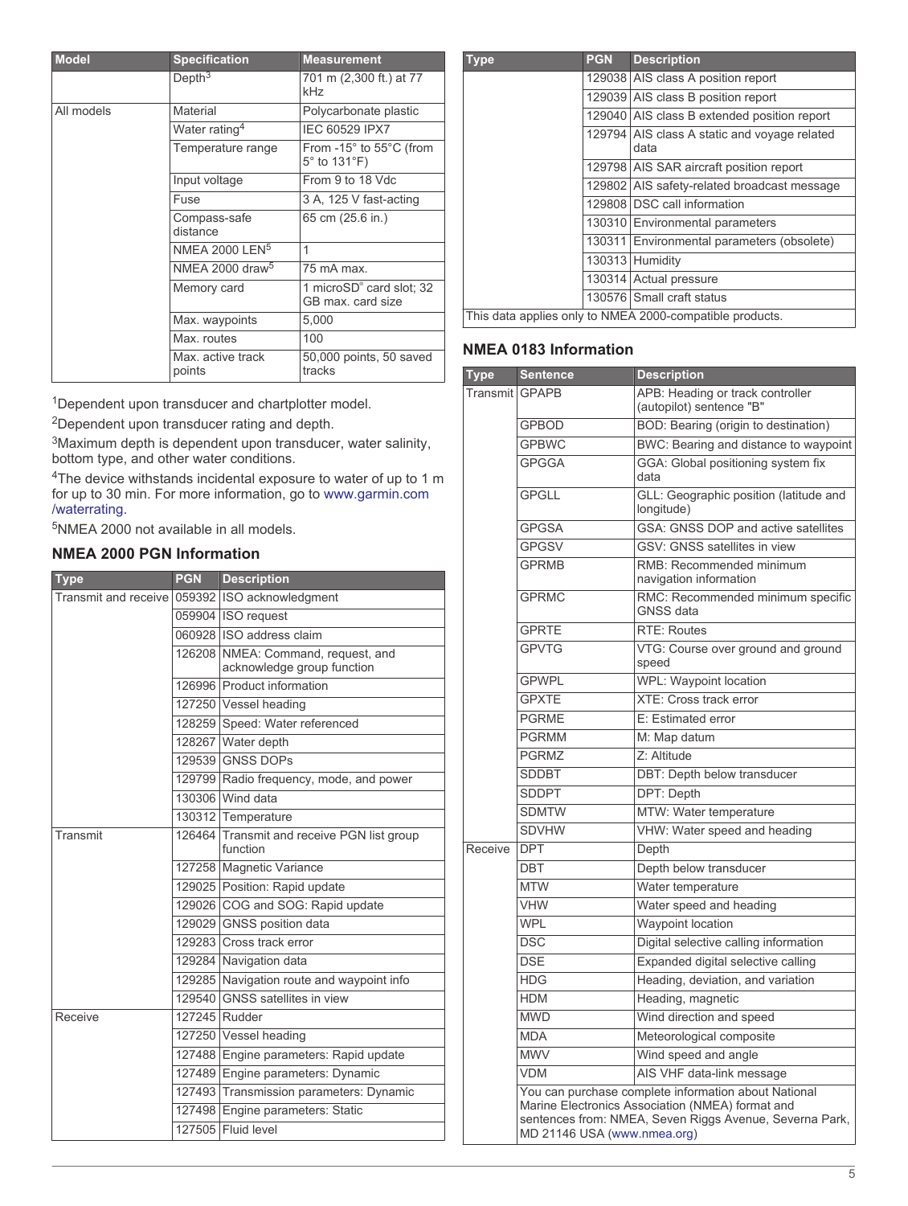| Model | Specification | Measurement |
|---|---|---|
| | Depth[3] | 701 m (2,300 ft.) at 77 kHz |
| All models | Material | Polycarbonate plastic |
| | Water rating[4] | IEC 60529 IPX7 |
| | Temperature range | From -15° to 55°C (from 5° to 131°F) |
| | Input voltage | From 9 to 18 Vdc |
| | Fuse | 3 A, 125 V fast-acting |
| | Compass-safe distance | 65 cm (25.6 in.) |
| | NMEA 2000 LEN[5] | 1 |
| | NMEA 2000 draw[5] | 75 mA max. |
| | Memory card | 1 microSD® card slot; 32 GB max. card size |
| | Max. waypoints | 5,000 |
| | Max. routes | 100 |
| | Max. active track points | 50,000 points, 50 saved tracks |

[1]Dependent upon transducer and chartplotter model.

[2]Dependent upon transducer rating and depth.

[3]Maximum depth is dependent upon transducer, water salinity, bottom type, and other water conditions.

[4]The device withstands incidental exposure to water of up to 1 m for up to 30 min. For more information, go to www.garmin.com/waterrating.

[5]NMEA 2000 not available in all models.

## NMEA 2000 PGN Information

| Type | PGN | Description |
|---|---|---|
| Transmit and receive | 059392 | ISO acknowledgment |
| | 059904 | ISO request |
| | 060928 | ISO address claim |
| | 126208 | NMEA: Command, request, and acknowledge group function |
| | 126996 | Product information |
| | 127250 | Vessel heading |
| | 128259 | Speed: Water referenced |
| | 128267 | Water depth |
| | 129539 | GNSS DOPs |
| | 129799 | Radio frequency, mode, and power |
| | 130306 | Wind data |
| | 130312 | Temperature |
| Transmit | 126464 | Transmit and receive PGN list group function |
| | 127258 | Magnetic Variance |
| | 129025 | Position: Rapid update |
| | 129026 | COG and SOG: Rapid update |
| | 129029 | GNSS position data |
| | 129283 | Cross track error |
| | 129284 | Navigation data |
| | 129285 | Navigation route and waypoint info |
| | 129540 | GNSS satellites in view |
| Receive | 127245 | Rudder |
| | 127250 | Vessel heading |
| | 127488 | Engine parameters: Rapid update |
| | 127489 | Engine parameters: Dynamic |
| | 127493 | Transmission parameters: Dynamic |
| | 127498 | Engine parameters: Static |
| | 127505 | Fluid level |
| | 129038 | AIS class A position report |
| | 129039 | AIS class B position report |
| | 129040 | AIS class B extended position report |
| | 129794 | AIS class A static and voyage related data |
| | 129798 | AIS SAR aircraft position report |
| | 129802 | AIS safety-related broadcast message |
| | 129808 | DSC call information |
| | 130310 | Environmental parameters |
| | 130311 | Environmental parameters (obsolete) |
| | 130313 | Humidity |
| | 130314 | Actual pressure |
| | 130576 | Small craft status |
| This data applies only to NMEA 2000-compatible products. | | |

## NMEA 0183 Information

| Type | Sentence | Description |
|---|---|---|
| Transmit | GPAPB | APB: Heading or track controller (autopilot) sentence "B" |
| | GPBOD | BOD: Bearing (origin to destination) |
| | GPBWC | BWC: Bearing and distance to waypoint |
| | GPGGA | GGA: Global positioning system fix data |
| | GPGLL | GLL: Geographic position (latitude and longitude) |
| | GPGSA | GSA: GNSS DOP and active satellites |
| | GPGSV | GSV: GNSS satellites in view |
| | GPRMB | RMB: Recommended minimum navigation information |
| | GPRMC | RMC: Recommended minimum specific GNSS data |
| | GPRTE | RTE: Routes |
| | GPVTG | VTG: Course over ground and ground speed |
| | GPWPL | WPL: Waypoint location |
| | GPXTE | XTE: Cross track error |
| | PGRME | E: Estimated error |
| | PGRMM | M: Map datum |
| | PGRMZ | Z: Altitude |
| | SDDBT | DBT: Depth below transducer |
| | SDDPT | DPT: Depth |
| | SDMTW | MTW: Water temperature |
| | SDVHW | VHW: Water speed and heading |
| Receive | DPT | Depth |
| | DBT | Depth below transducer |
| | MTW | Water temperature |
| | VHW | Water speed and heading |
| | WPL | Waypoint location |
| | DSC | Digital selective calling information |
| | DSE | Expanded digital selective calling |
| | HDG | Heading, deviation, and variation |
| | HDM | Heading, magnetic |
| | MWD | Wind direction and speed |
| | MDA | Meteorological composite |
| | MWV | Wind speed and angle |
| | VDM | AIS VHF data-link message |
| | You can purchase complete information about National Marine Electronics Association (NMEA) format and sentences from: NMEA, Seven Riggs Avenue, Severna Park, MD 21146 USA (www.nmea.org) | |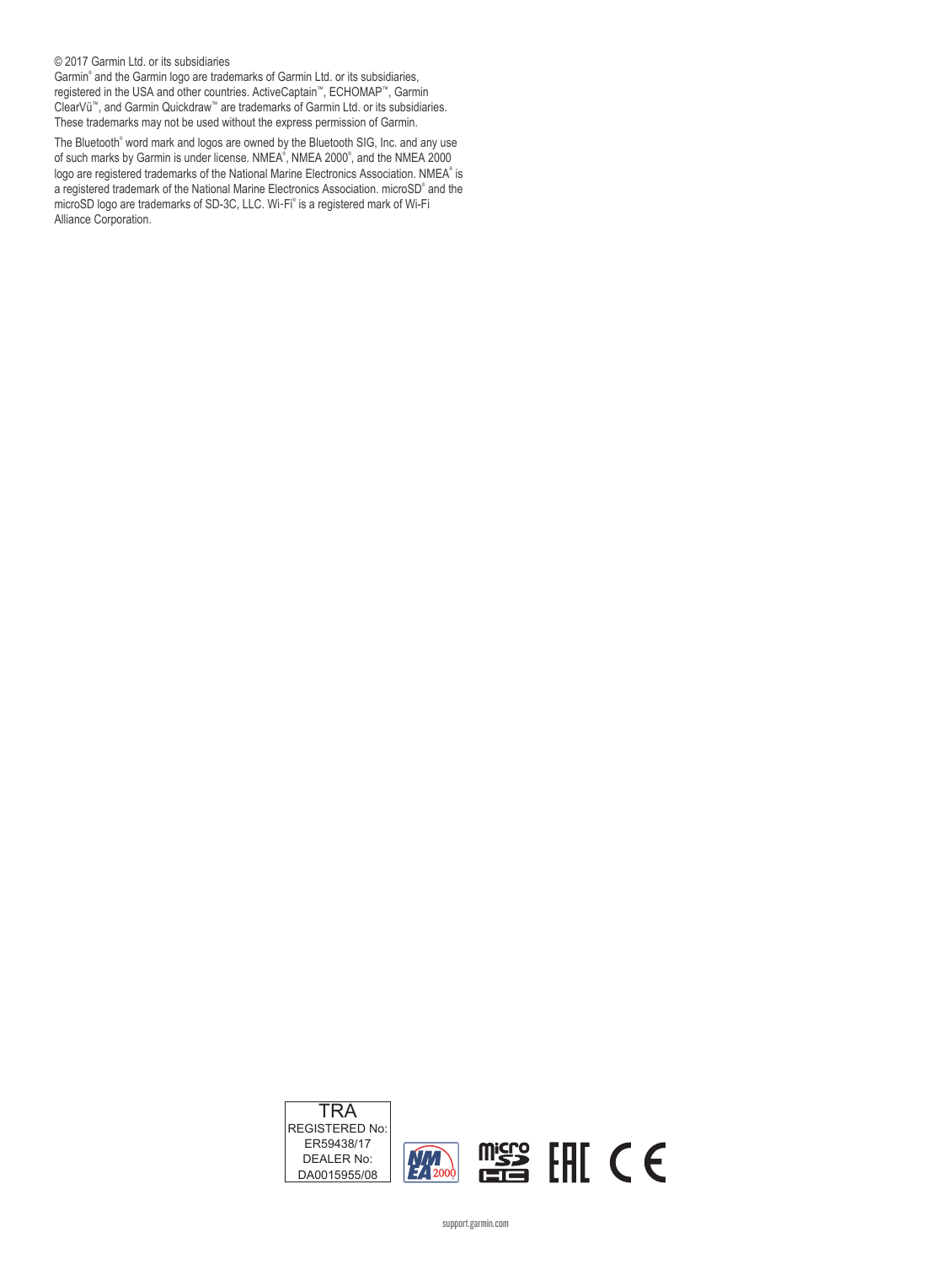© 2017 Garmin Ltd. or its subsidiaries

Garmin® and the Garmin logo are trademarks of Garmin Ltd. or its subsidiaries, registered in the USA and other countries. ActiveCaptain™, ECHOMAP™, Garmin ClearVü™, and Garmin Quickdraw™ are trademarks of Garmin Ltd. or its subsidiaries. These trademarks may not be used without the express permission of Garmin.

The Bluetooth® word mark and logos are owned by the Bluetooth SIG, Inc. and any use of such marks by Garmin is under license. NMEA®, NMEA 2000®, and the NMEA 2000 logo are registered trademarks of the National Marine Electronics Association. NMEA® is a registered trademark of the National Marine Electronics Association. microSD® and the microSD logo are trademarks of SD-3C, LLC. Wi‑Fi® is a registered mark of Wi-Fi Alliance Corporation.

TRA
REGISTERED No:
ER59438/17
DEALER No:
DA0015955/08

support.garmin.com